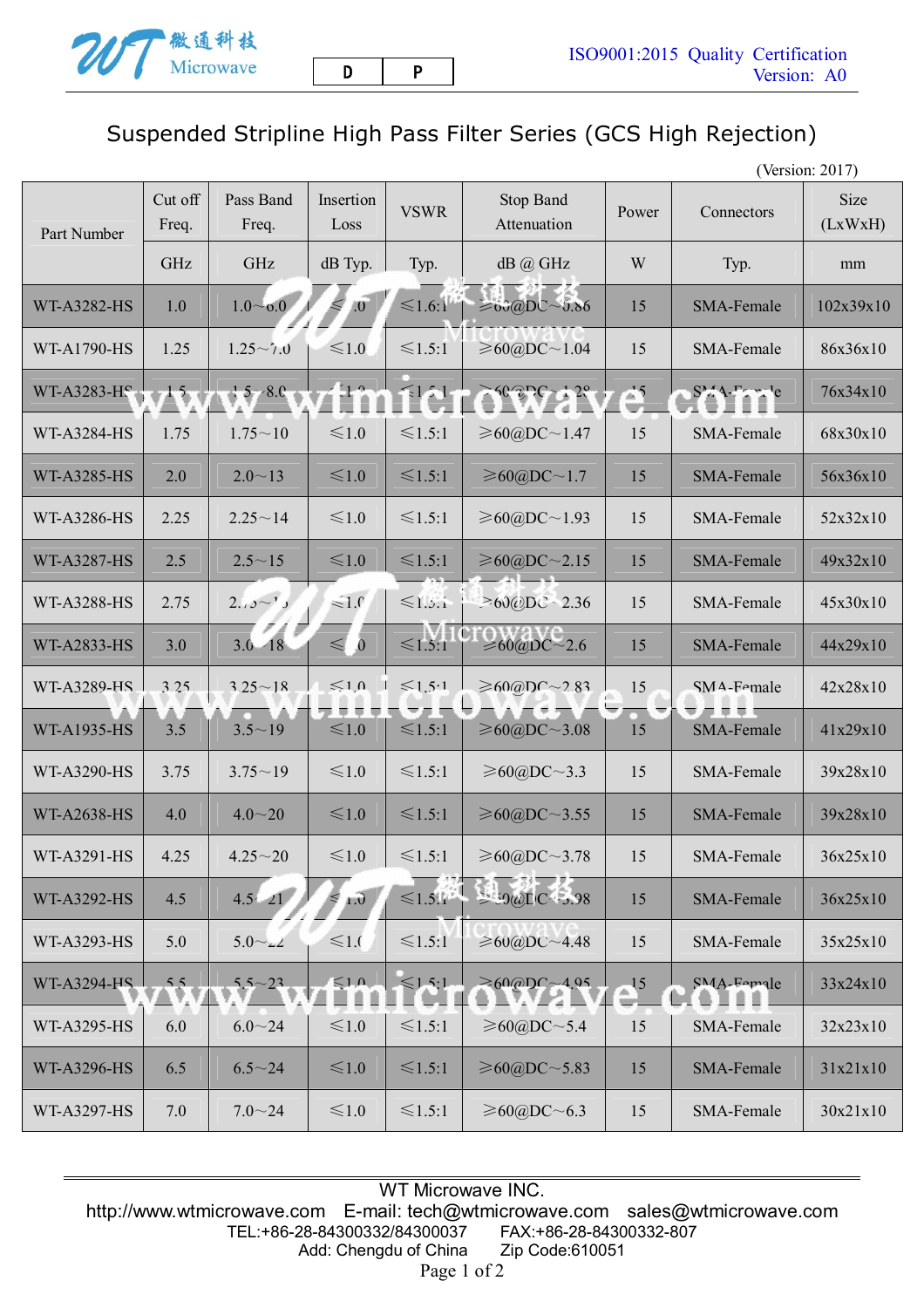# Suspended Stripline High Pass Filter Series (GCS High Rejection)

(Version: 2017)

| Part Number | Cut off Freq. | Pass Band Freq. | Insertion Loss | VSWR | Stop Band Attenuation | Power | Connectors | Size (LxWxH) |
|---|---|---|---|---|---|---|---|---|
| | GHz | GHz | dB Typ. | Typ. | dB @ GHz | W | Typ. | mm |
| WT-A3282-HS | 1.0 | 1.0～6.0 | ≤1.0 | ≤1.6:1 | ≥60@DC～0.86 | 15 | SMA-Female | 102x39x10 |
| WT-A1790-HS | 1.25 | 1.25～7.0 | ≤1.0 | ≤1.5:1 | ≥60@DC～1.04 | 15 | SMA-Female | 86x36x10 |
| WT-A3283-HS | 1.5 | 1.5～8.0 | ≤1.0 | ≤1.5:1 | ≥60@DC～1.28 | 15 | SMA-Female | 76x34x10 |
| WT-A3284-HS | 1.75 | 1.75～10 | ≤1.0 | ≤1.5:1 | ≥60@DC～1.47 | 15 | SMA-Female | 68x30x10 |
| WT-A3285-HS | 2.0 | 2.0～13 | ≤1.0 | ≤1.5:1 | ≥60@DC～1.7 | 15 | SMA-Female | 56x36x10 |
| WT-A3286-HS | 2.25 | 2.25～14 | ≤1.0 | ≤1.5:1 | ≥60@DC～1.93 | 15 | SMA-Female | 52x32x10 |
| WT-A3287-HS | 2.5 | 2.5～15 | ≤1.0 | ≤1.5:1 | ≥60@DC～2.15 | 15 | SMA-Female | 49x32x10 |
| WT-A3288-HS | 2.75 | 2.75～15 | ≤1.0 | ≤1.5:1 | ≥60@DC～2.36 | 15 | SMA-Female | 45x30x10 |
| WT-A2833-HS | 3.0 | 3.0～18 | ≤1.0 | ≤1.5:1 | ≥60@DC～2.6 | 15 | SMA-Female | 44x29x10 |
| WT-A3289-HS | 3.25 | 3.25～18 | ≤1.0 | ≤1.5:1 | ≥60@DC～2.83 | 15 | SMA-Female | 42x28x10 |
| WT-A1935-HS | 3.5 | 3.5～19 | ≤1.0 | ≤1.5:1 | ≥60@DC～3.08 | 15 | SMA-Female | 41x29x10 |
| WT-A3290-HS | 3.75 | 3.75～19 | ≤1.0 | ≤1.5:1 | ≥60@DC～3.3 | 15 | SMA-Female | 39x28x10 |
| WT-A2638-HS | 4.0 | 4.0～20 | ≤1.0 | ≤1.5:1 | ≥60@DC～3.55 | 15 | SMA-Female | 39x28x10 |
| WT-A3291-HS | 4.25 | 4.25～20 | ≤1.0 | ≤1.5:1 | ≥60@DC～3.78 | 15 | SMA-Female | 36x25x10 |
| WT-A3292-HS | 4.5 | 4.5～21 | ≤1.0 | ≤1.5:1 | ≥60@DC～3.98 | 15 | SMA-Female | 36x25x10 |
| WT-A3293-HS | 5.0 | 5.0～22 | ≤1.0 | ≤1.5:1 | ≥60@DC～4.48 | 15 | SMA-Female | 35x25x10 |
| WT-A3294-HS | 5.5 | 5.5～23 | ≤1.0 | ≤1.5:1 | ≥60@DC～4.95 | 15 | SMA-Female | 33x24x10 |
| WT-A3295-HS | 6.0 | 6.0～24 | ≤1.0 | ≤1.5:1 | ≥60@DC～5.4 | 15 | SMA-Female | 32x23x10 |
| WT-A3296-HS | 6.5 | 6.5～24 | ≤1.0 | ≤1.5:1 | ≥60@DC～5.83 | 15 | SMA-Female | 31x21x10 |
| WT-A3297-HS | 7.0 | 7.0～24 | ≤1.0 | ≤1.5:1 | ≥60@DC～6.3 | 15 | SMA-Female | 30x21x10 |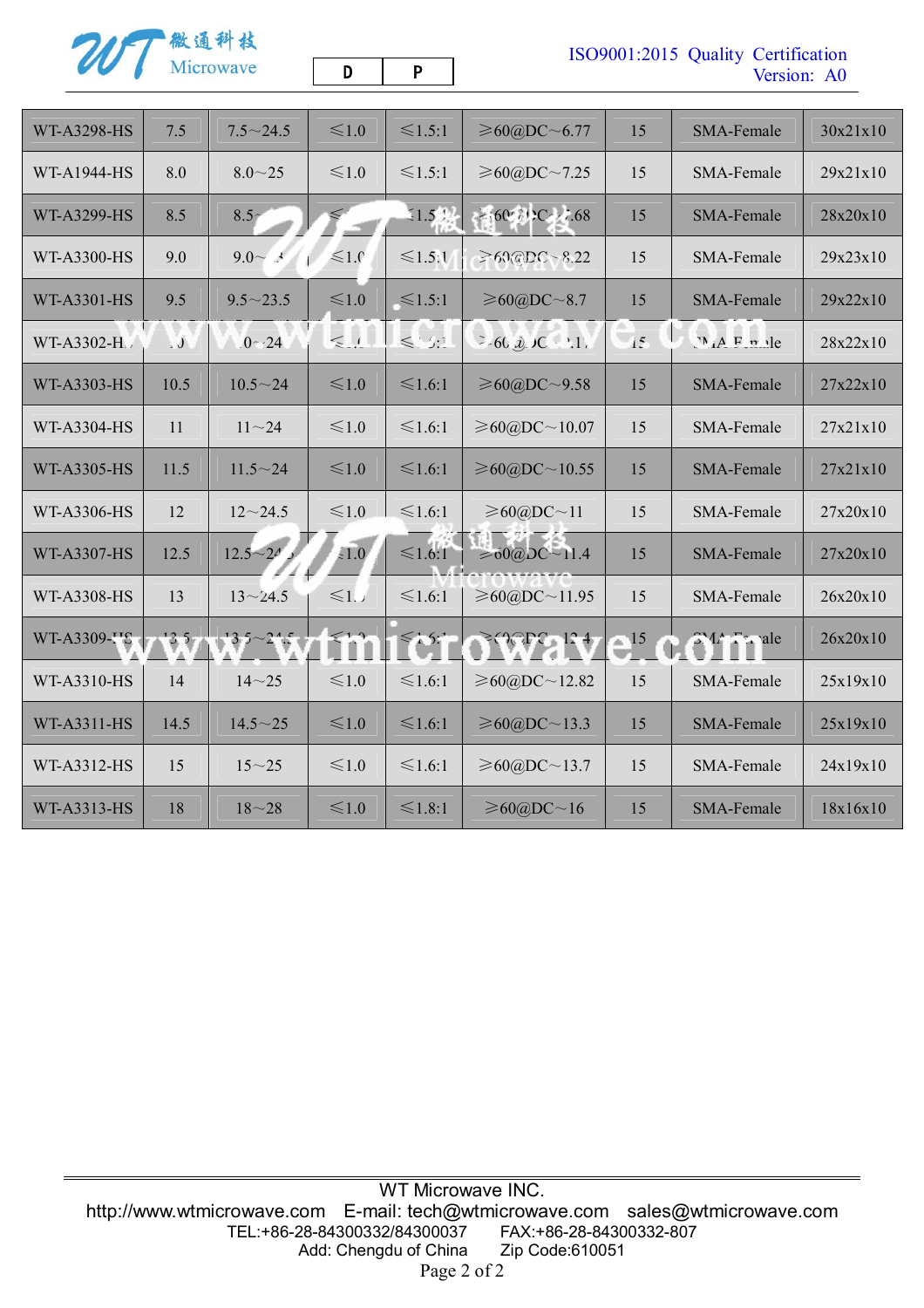| | | | | | | | | |
|---|---|---|---|---|---|---|---|---|
| WT-A3298-HS | 7.5 | 7.5～24.5 | ≤1.0 | ≤1.5:1 | ≥60@DC～6.77 | 15 | SMA-Female | 30x21x10 |
| WT-A1944-HS | 8.0 | 8.0～25 | ≤1.0 | ≤1.5:1 | ≥60@DC～7.25 | 15 | SMA-Female | 29x21x10 |
| WT-A3299-HS | 8.5 | 8.5～ | ≤1.0 | ≤1.5:1 | ≥60@DC～7.68 | 15 | SMA-Female | 28x20x10 |
| WT-A3300-HS | 9.0 | 9.0～24 | ≤1.0 | ≤1.5:1 | ≥60@DC～8.22 | 15 | SMA-Female | 29x23x10 |
| WT-A3301-HS | 9.5 | 9.5～23.5 | ≤1.0 | ≤1.5:1 | ≥60@DC～8.7 | 15 | SMA-Female | 29x22x10 |
| WT-A3302-HS | 10 | 10～24 | ≤1.0 | ≤1.5:1 | ≥60@DC～9.1 | 15 | SMA-Female | 28x22x10 |
| WT-A3303-HS | 10.5 | 10.5～24 | ≤1.0 | ≤1.6:1 | ≥60@DC～9.58 | 15 | SMA-Female | 27x22x10 |
| WT-A3304-HS | 11 | 11～24 | ≤1.0 | ≤1.6:1 | ≥60@DC～10.07 | 15 | SMA-Female | 27x21x10 |
| WT-A3305-HS | 11.5 | 11.5～24 | ≤1.0 | ≤1.6:1 | ≥60@DC～10.55 | 15 | SMA-Female | 27x21x10 |
| WT-A3306-HS | 12 | 12～24.5 | ≤1.0 | ≤1.6:1 | ≥60@DC～11 | 15 | SMA-Female | 27x20x10 |
| WT-A3307-HS | 12.5 | 12.5～24.5 | ≤1.0 | ≤1.6:1 | ≥60@DC～11.4 | 15 | SMA-Female | 27x20x10 |
| WT-A3308-HS | 13 | 13～24.5 | ≤1.0 | ≤1.6:1 | ≥60@DC～11.95 | 15 | SMA-Female | 26x20x10 |
| WT-A3309-HS | 13.5 | 13.5～24.5 | ≤1.0 | ≤1.6:1 | ≥60@DC～12.4 | 15 | SMA-Female | 26x20x10 |
| WT-A3310-HS | 14 | 14～25 | ≤1.0 | ≤1.6:1 | ≥60@DC～12.82 | 15 | SMA-Female | 25x19x10 |
| WT-A3311-HS | 14.5 | 14.5～25 | ≤1.0 | ≤1.6:1 | ≥60@DC～13.3 | 15 | SMA-Female | 25x19x10 |
| WT-A3312-HS | 15 | 15～25 | ≤1.0 | ≤1.6:1 | ≥60@DC～13.7 | 15 | SMA-Female | 24x19x10 |
| WT-A3313-HS | 18 | 18～28 | ≤1.0 | ≤1.8:1 | ≥60@DC～16 | 15 | SMA-Female | 18x16x10 |